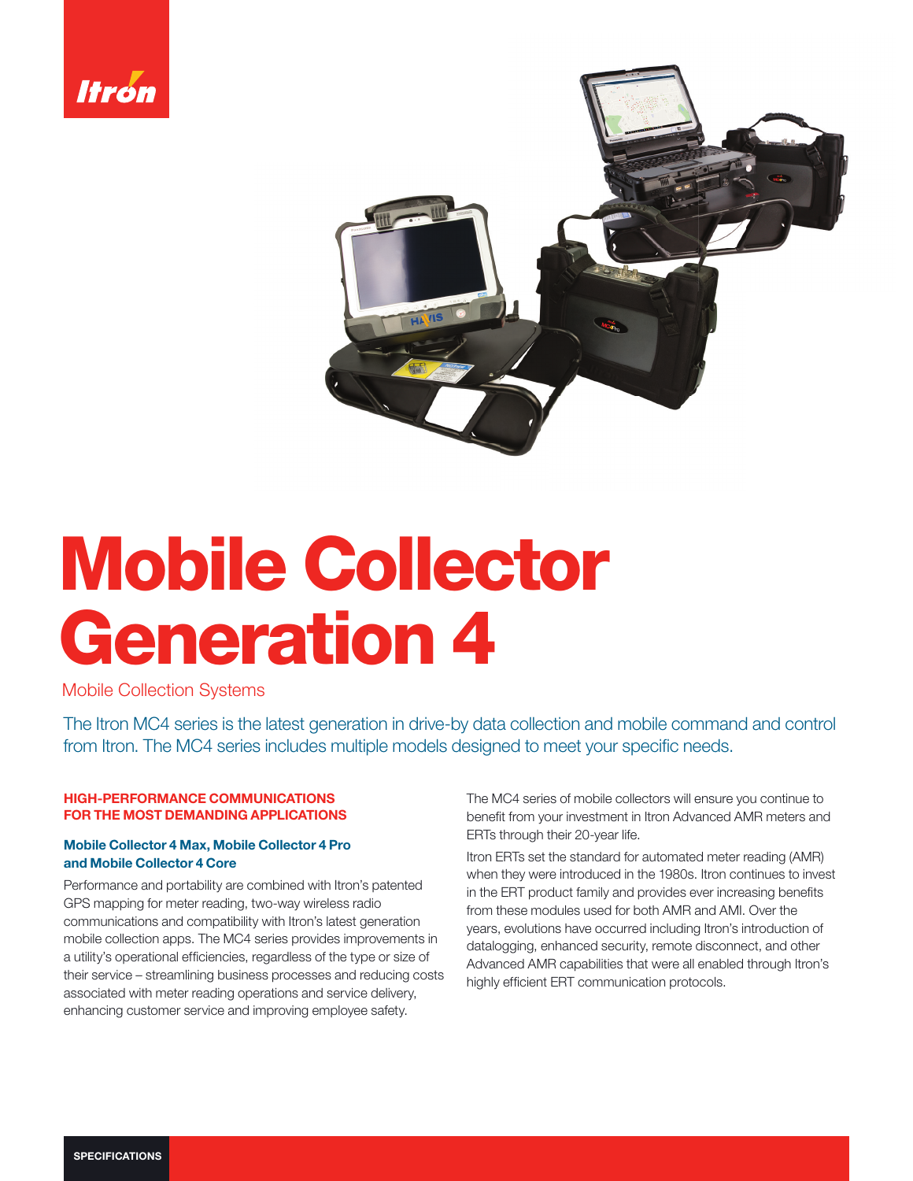# Mobile Collector Generation 4

Mobile Collection Systems

The Itron MC4 series is the latest generation in drive-by data collection and mobile command and control from Itron. The MC4 series includes multiple models designed to meet your specific needs.

## HIGH-PERFORMANCE COMMUNICATIONS FOR THE MOST DEMANDING APPLICATIONS

### Mobile Collector 4 Max, Mobile Collector 4 Pro and Mobile Collector 4 Core

Performance and portability are combined with Itron's patented GPS mapping for meter reading, two-way wireless radio communications and compatibility with Itron's latest generation mobile collection apps. The MC4 series provides improvements in a utility's operational efficiencies, regardless of the type or size of their service – streamlining business processes and reducing costs associated with meter reading operations and service delivery, enhancing customer service and improving employee safety.

The MC4 series of mobile collectors will ensure you continue to benefit from your investment in Itron Advanced AMR meters and ERTs through their 20-year life.

Itron ERTs set the standard for automated meter reading (AMR) when they were introduced in the 1980s. Itron continues to invest in the ERT product family and provides ever increasing benefits from these modules used for both AMR and AMI. Over the years, evolutions have occurred including Itron's introduction of datalogging, enhanced security, remote disconnect, and other Advanced AMR capabilities that were all enabled through Itron's highly efficient ERT communication protocols.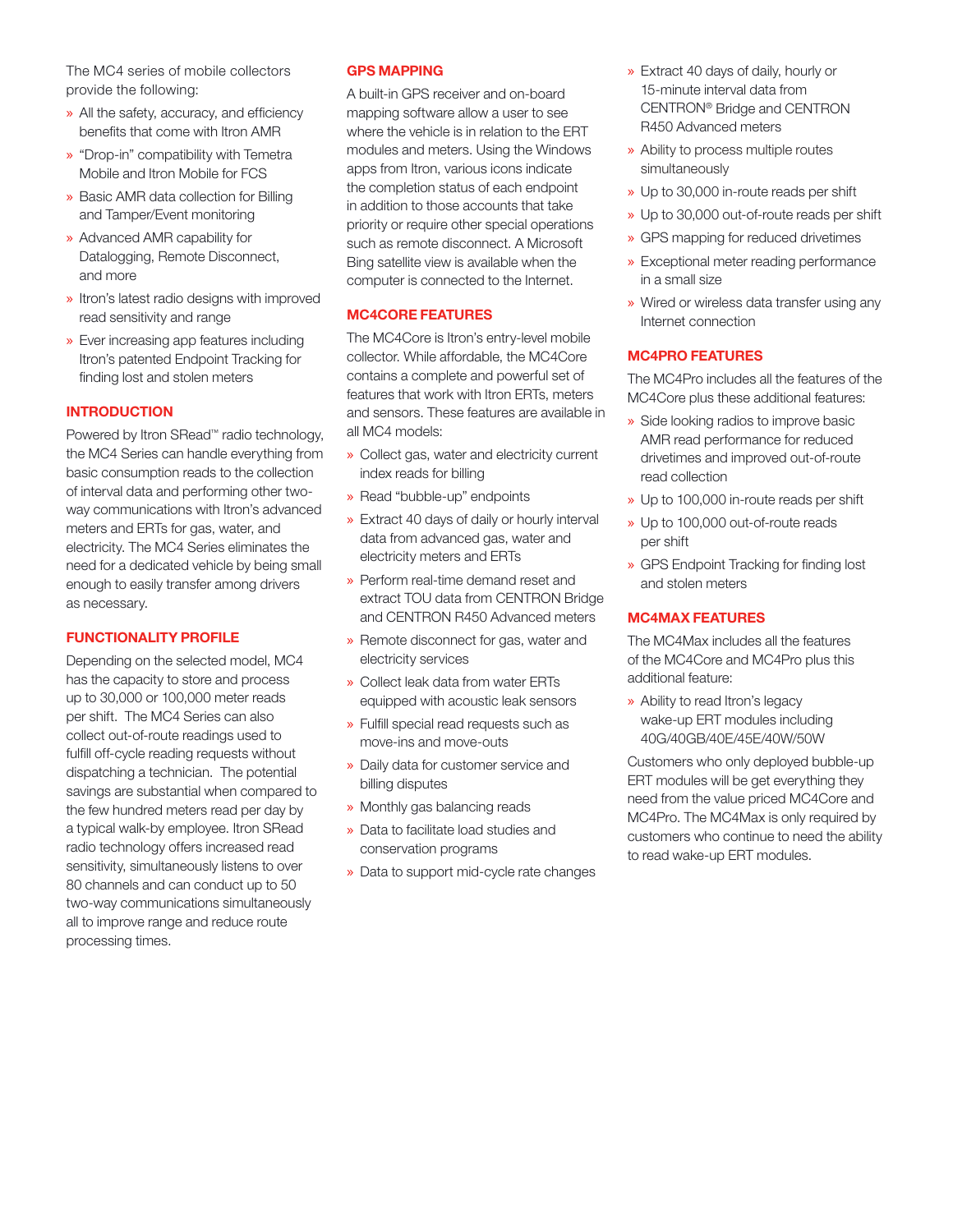The MC4 series of mobile collectors provide the following:

- All the safety, accuracy, and efficiency benefits that come with Itron AMR
- "Drop-in" compatibility with Temetra Mobile and Itron Mobile for FCS
- Basic AMR data collection for Billing and Tamper/Event monitoring
- Advanced AMR capability for Datalogging, Remote Disconnect, and more
- Itron's latest radio designs with improved read sensitivity and range
- Ever increasing app features including Itron's patented Endpoint Tracking for finding lost and stolen meters

## INTRODUCTION

Powered by Itron SRead™ radio technology, the MC4 Series can handle everything from basic consumption reads to the collection of interval data and performing other two-way communications with Itron's advanced meters and ERTs for gas, water, and electricity. The MC4 Series eliminates the need for a dedicated vehicle by being small enough to easily transfer among drivers as necessary.

## FUNCTIONALITY PROFILE

Depending on the selected model, MC4 has the capacity to store and process up to 30,000 or 100,000 meter reads per shift. The MC4 Series can also collect out-of-route readings used to fulfill off-cycle reading requests without dispatching a technician. The potential savings are substantial when compared to the few hundred meters read per day by a typical walk-by employee. Itron SRead radio technology offers increased read sensitivity, simultaneously listens to over 80 channels and can conduct up to 50 two-way communications simultaneously all to improve range and reduce route processing times.

## GPS MAPPING

A built-in GPS receiver and on-board mapping software allow a user to see where the vehicle is in relation to the ERT modules and meters. Using the Windows apps from Itron, various icons indicate the completion status of each endpoint in addition to those accounts that take priority or require other special operations such as remote disconnect. A Microsoft Bing satellite view is available when the computer is connected to the Internet.

## MC4CORE FEATURES

The MC4Core is Itron's entry-level mobile collector. While affordable, the MC4Core contains a complete and powerful set of features that work with Itron ERTs, meters and sensors. These features are available in all MC4 models:

- Collect gas, water and electricity current index reads for billing
- Read "bubble-up" endpoints
- Extract 40 days of daily or hourly interval data from advanced gas, water and electricity meters and ERTs
- Perform real-time demand reset and extract TOU data from CENTRON Bridge and CENTRON R450 Advanced meters
- Remote disconnect for gas, water and electricity services
- Collect leak data from water ERTs equipped with acoustic leak sensors
- Fulfill special read requests such as move-ins and move-outs
- Daily data for customer service and billing disputes
- Monthly gas balancing reads
- Data to facilitate load studies and conservation programs
- Data to support mid-cycle rate changes
- Extract 40 days of daily, hourly or 15-minute interval data from CENTRON® Bridge and CENTRON R450 Advanced meters
- Ability to process multiple routes simultaneously
- Up to 30,000 in-route reads per shift
- Up to 30,000 out-of-route reads per shift
- GPS mapping for reduced drivetimes
- Exceptional meter reading performance in a small size
- Wired or wireless data transfer using any Internet connection

## MC4PRO FEATURES

The MC4Pro includes all the features of the MC4Core plus these additional features:

- Side looking radios to improve basic AMR read performance for reduced drivetimes and improved out-of-route read collection
- Up to 100,000 in-route reads per shift
- Up to 100,000 out-of-route reads per shift
- GPS Endpoint Tracking for finding lost and stolen meters

## MC4MAX FEATURES

The MC4Max includes all the features of the MC4Core and MC4Pro plus this additional feature:

- Ability to read Itron's legacy wake-up ERT modules including 40G/40GB/40E/45E/40W/50W

Customers who only deployed bubble-up ERT modules will be get everything they need from the value priced MC4Core and MC4Pro. The MC4Max is only required by customers who continue to need the ability to read wake-up ERT modules.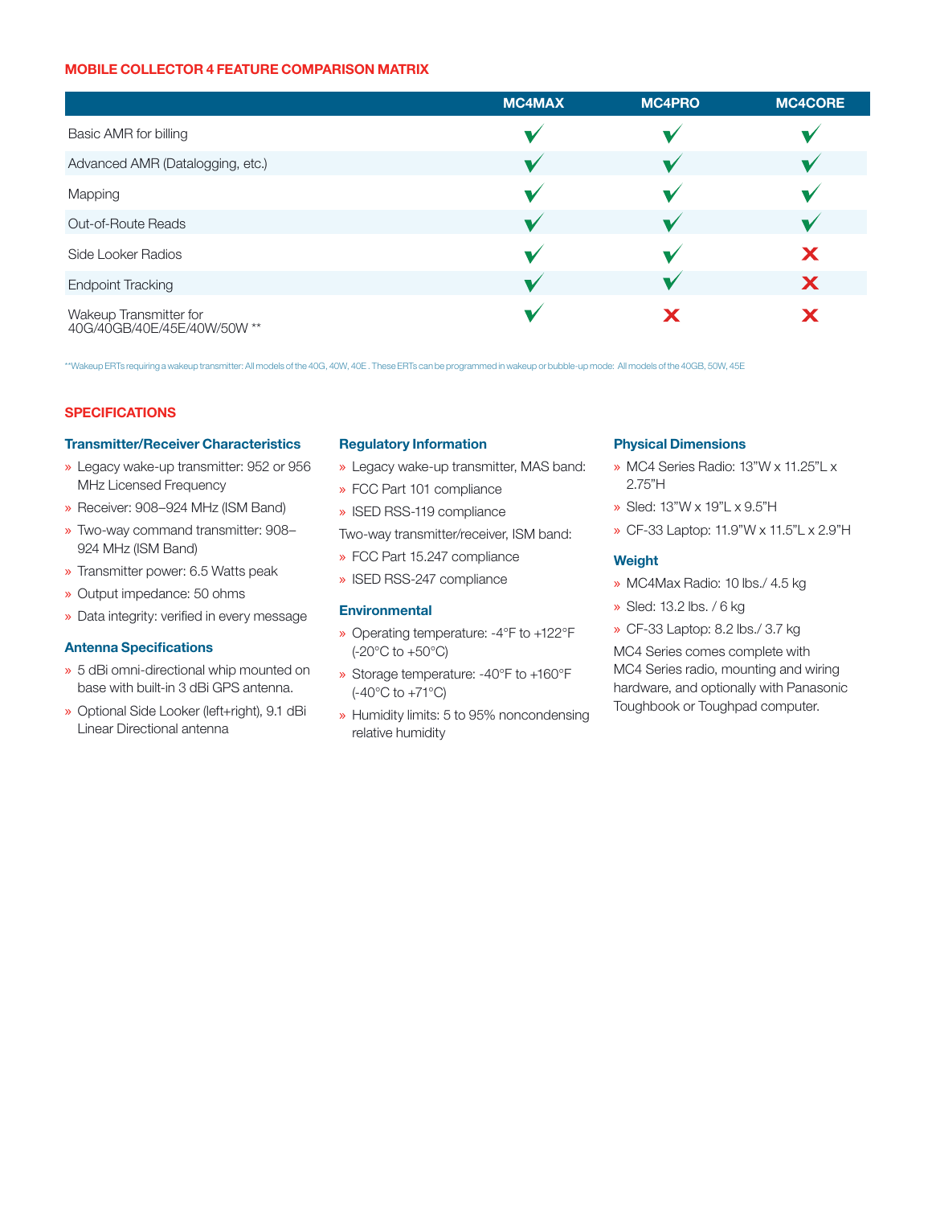## MOBILE COLLECTOR 4 FEATURE COMPARISON MATRIX

| | MC4MAX | MC4PRO | MC4CORE |
|---|---|---|---|
| Basic AMR for billing | ✔ | ✔ | ✔ |
| Advanced AMR (Datalogging, etc.) | ✔ | ✔ | ✔ |
| Mapping | ✔ | ✔ | ✔ |
| Out-of-Route Reads | ✔ | ✔ | ✔ |
| Side Looker Radios | ✔ | ✔ | ✘ |
| Endpoint Tracking | ✔ | ✔ | ✘ |
| Wakeup Transmitter for 40G/40GB/40E/45E/40W/50W ** | ✔ | ✘ | ✘ |

**Wakeup ERTs requiring a wakeup transmitter: All models of the 40G, 40W, 40E . These ERTs can be programmed in wakeup or bubble-up mode: All models of the 40GB, 50W, 45E

## SPECIFICATIONS

### Transmitter/Receiver Characteristics

- Legacy wake-up transmitter: 952 or 956 MHz Licensed Frequency
- Receiver: 908–924 MHz (ISM Band)
- Two-way command transmitter: 908–924 MHz (ISM Band)
- Transmitter power: 6.5 Watts peak
- Output impedance: 50 ohms
- Data integrity: verified in every message

### Antenna Specifications

- 5 dBi omni-directional whip mounted on base with built-in 3 dBi GPS antenna.
- Optional Side Looker (left+right), 9.1 dBi Linear Directional antenna

### Regulatory Information

- Legacy wake-up transmitter, MAS band:
- FCC Part 101 compliance
- ISED RSS-119 compliance

Two-way transmitter/receiver, ISM band:

- FCC Part 15.247 compliance
- ISED RSS-247 compliance

### Environmental

- Operating temperature: -4°F to +122°F (-20°C to +50°C)
- Storage temperature: -40°F to +160°F (-40°C to +71°C)
- Humidity limits: 5 to 95% noncondensing relative humidity

### Physical Dimensions

- MC4 Series Radio: 13"W x 11.25"L x 2.75"H
- Sled: 13"W x 19"L x 9.5"H
- CF-33 Laptop: 11.9"W x 11.5"L x 2.9"H

### Weight

- MC4Max Radio: 10 lbs./ 4.5 kg
- Sled: 13.2 lbs. / 6 kg
- CF-33 Laptop: 8.2 lbs./ 3.7 kg

MC4 Series comes complete with MC4 Series radio, mounting and wiring hardware, and optionally with Panasonic Toughbook or Toughpad computer.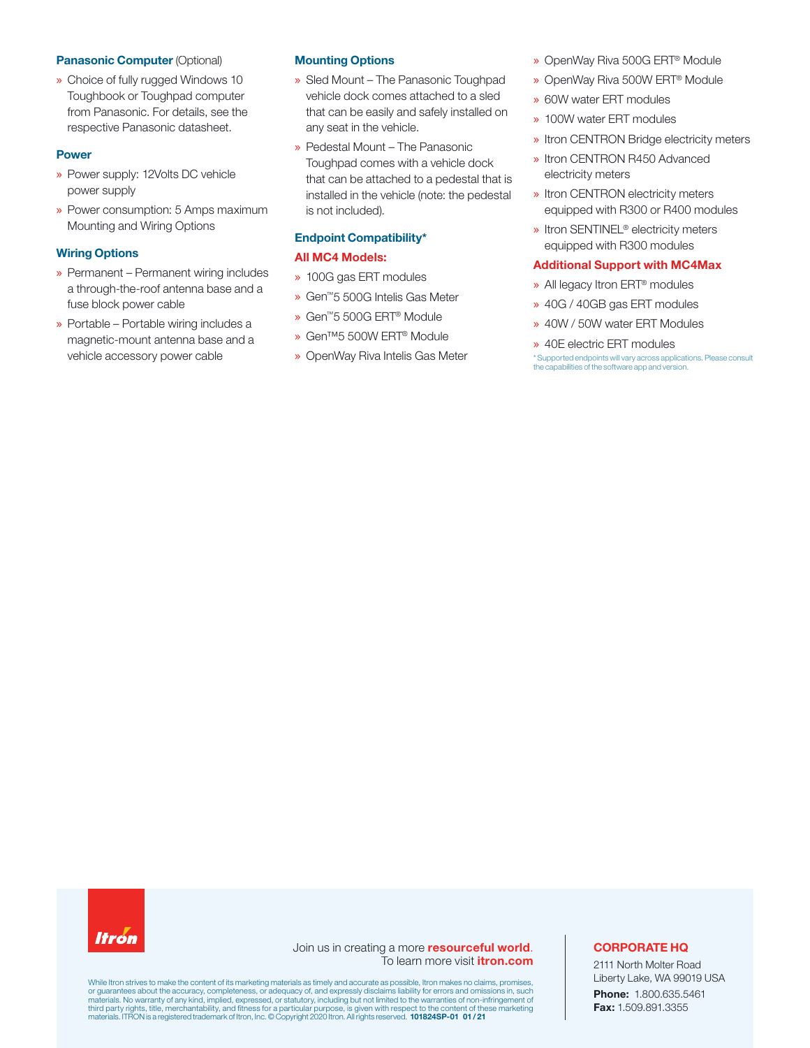### Panasonic Computer (Optional)

- Choice of fully rugged Windows 10 Toughbook or Toughpad computer from Panasonic. For details, see the respective Panasonic datasheet.

### Power

- Power supply: 12Volts DC vehicle power supply
- Power consumption: 5 Amps maximum Mounting and Wiring Options

### Wiring Options

- Permanent – Permanent wiring includes a through-the-roof antenna base and a fuse block power cable
- Portable – Portable wiring includes a magnetic-mount antenna base and a vehicle accessory power cable

### Mounting Options

- Sled Mount – The Panasonic Toughpad vehicle dock comes attached to a sled that can be easily and safely installed on any seat in the vehicle.
- Pedestal Mount – The Panasonic Toughpad comes with a vehicle dock that can be attached to a pedestal that is installed in the vehicle (note: the pedestal is not included).

### Endpoint Compatibility*

#### All MC4 Models:

- 100G gas ERT modules
- Gen™5 500G Intelis Gas Meter
- Gen™5 500G ERT® Module
- Gen™5 500W ERT® Module
- OpenWay Riva Intelis Gas Meter
- OpenWay Riva 500G ERT® Module
- OpenWay Riva 500W ERT® Module
- 60W water ERT modules
- 100W water ERT modules
- Itron CENTRON Bridge electricity meters
- Itron CENTRON R450 Advanced electricity meters
- Itron CENTRON electricity meters equipped with R300 or R400 modules
- Itron SENTINEL® electricity meters equipped with R300 modules

#### Additional Support with MC4Max

- All legacy Itron ERT® modules
- 40G / 40GB gas ERT modules
- 40W / 50W water ERT Modules
- 40E electric ERT modules

* Supported endpoints will vary across applications. Please consult the capabilities of the software app and version.

Itron

Join us in creating a more **resourceful world**.
To learn more visit **itron.com**

While Itron strives to make the content of its marketing materials as timely and accurate as possible, Itron makes no claims, promises, or guarantees about the accuracy, completeness, or adequacy of, and expressly disclaims liability for errors and omissions in, such materials. No warranty of any kind, implied, expressed, or statutory, including but not limited to the warranties of non-infringement of third party rights, title, merchantability, and fitness for a particular purpose, is given with respect to the content of these marketing materials. ITRON is a registered trademark of Itron, Inc. © Copyright 2020 Itron. All rights reserved. **101824SP-01 01/21**

**CORPORATE HQ**

2111 North Molter Road
Liberty Lake, WA 99019 USA

**Phone:** 1.800.635.5461
**Fax:** 1.509.891.3355